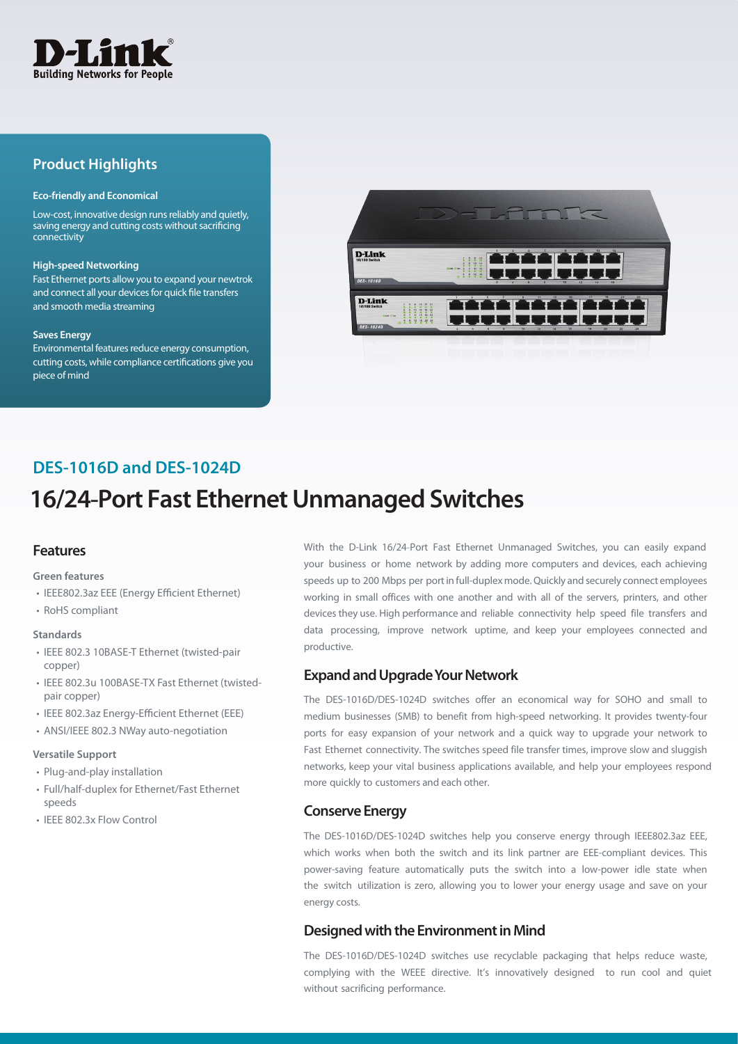D-Link
Building Networks for People

## Product Highlights

**Eco-friendly and Economical**

Low-cost, innovative design runs reliably and quietly, saving energy and cutting costs without sacrificing connectivity

**High-speed Networking**

Fast Ethernet ports allow you to expand your newtrok and connect all your devices for quick file transfers and smooth media streaming

**Saves Energy**

Environmental features reduce energy consumption, cutting costs, while compliance certifications give you piece of mind

## DES-1016D and DES-1024D

# 16/24-Port Fast Ethernet Unmanaged Switches

### Features

**Green features**

- IEEE802.3az EEE (Energy Efficient Ethernet)
- RoHS compliant

**Standards**

- IEEE 802.3 10BASE-T Ethernet (twisted-pair copper)
- IEEE 802.3u 100BASE-TX Fast Ethernet (twisted-pair copper)
- IEEE 802.3az Energy-Efficient Ethernet (EEE)
- ANSI/IEEE 802.3 NWay auto-negotiation

**Versatile Support**

- Plug-and-play installation
- Full/half-duplex for Ethernet/Fast Ethernet speeds
- IEEE 802.3x Flow Control

With the D-Link 16/24-Port Fast Ethernet Unmanaged Switches, you can easily expand your business or home network by adding more computers and devices, each achieving speeds up to 200 Mbps per port in full-duplex mode. Quickly and securely connect employees working in small offices with one another and with all of the servers, printers, and other devices they use. High performance and reliable connectivity help speed file transfers and data processing, improve network uptime, and keep your employees connected and productive.

### Expand and Upgrade Your Network

The DES-1016D/DES-1024D switches offer an economical way for SOHO and small to medium businesses (SMB) to benefit from high-speed networking. It provides twenty-four ports for easy expansion of your network and a quick way to upgrade your network to Fast Ethernet connectivity. The switches speed file transfer times, improve slow and sluggish networks, keep your vital business applications available, and help your employees respond more quickly to customers and each other.

### Conserve Energy

The DES-1016D/DES-1024D switches help you conserve energy through IEEE802.3az EEE, which works when both the switch and its link partner are EEE-compliant devices. This power-saving feature automatically puts the switch into a low-power idle state when the switch utilization is zero, allowing you to lower your energy usage and save on your energy costs.

### Designed with the Environment in Mind

The DES-1016D/DES-1024D switches use recyclable packaging that helps reduce waste, complying with the WEEE directive. It's innovatively designed to run cool and quiet without sacrificing performance.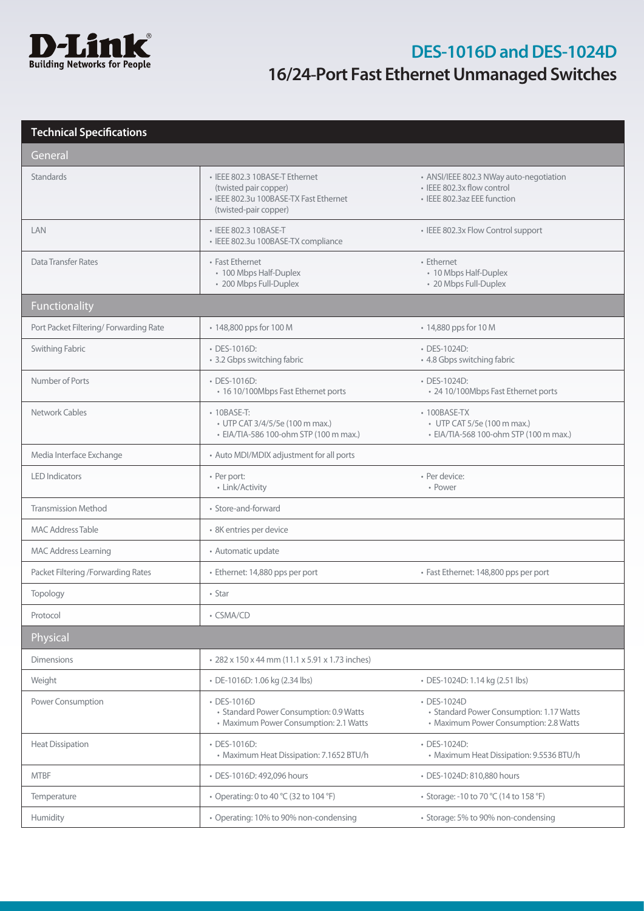# DES-1016D and DES-1024D

## 16/24-Port Fast Ethernet Unmanaged Switches

| Technical Specifications | | |
|---|---|---|
| **General** | | |
| Standards | • IEEE 802.3 10BASE-T Ethernet (twisted pair copper)<br>• IEEE 802.3u 100BASE-TX Fast Ethernet (twisted-pair copper) | • ANSI/IEEE 802.3 NWay auto-negotiation<br>• IEEE 802.3x flow control<br>• IEEE 802.3az EEE function |
| LAN | • IEEE 802.3 10BASE-T<br>• IEEE 802.3u 100BASE-TX compliance | • IEEE 802.3x Flow Control support |
| Data Transfer Rates | • Fast Ethernet<br>• 100 Mbps Half-Duplex<br>• 200 Mbps Full-Duplex | • Ethernet<br>• 10 Mbps Half-Duplex<br>• 20 Mbps Full-Duplex |
| **Functionality** | | |
| Port Packet Filtering/ Forwarding Rate | • 148,800 pps for 100 M | • 14,880 pps for 10 M |
| Swithing Fabric | • DES-1016D:<br>• 3.2 Gbps switching fabric | • DES-1024D:<br>• 4.8 Gbps switching fabric |
| Number of Ports | • DES-1016D:<br>• 16 10/100Mbps Fast Ethernet ports | • DES-1024D:<br>• 24 10/100Mbps Fast Ethernet ports |
| Network Cables | • 10BASE-T:<br>• UTP CAT 3/4/5/5e (100 m max.)<br>• EIA/TIA-586 100-ohm STP (100 m max.) | • 100BASE-TX<br>• UTP CAT 5/5e (100 m max.)<br>• EIA/TIA-568 100-ohm STP (100 m max.) |
| Media Interface Exchange | • Auto MDI/MDIX adjustment for all ports | |
| LED Indicators | • Per port:<br>• Link/Activity | • Per device:<br>• Power |
| Transmission Method | • Store-and-forward | |
| MAC Address Table | • 8K entries per device | |
| MAC Address Learning | • Automatic update | |
| Packet Filtering /Forwarding Rates | • Ethernet: 14,880 pps per port | • Fast Ethernet: 148,800 pps per port |
| Topology | • Star | |
| Protocol | • CSMA/CD | |
| **Physical** | | |
| Dimensions | • 282 x 150 x 44 mm (11.1 x 5.91 x 1.73 inches) | |
| Weight | • DE-1016D: 1.06 kg (2.34 lbs) | • DES-1024D: 1.14 kg (2.51 lbs) |
| Power Consumption | • DES-1016D<br>• Standard Power Consumption: 0.9 Watts<br>• Maximum Power Consumption: 2.1 Watts | • DES-1024D<br>• Standard Power Consumption: 1.17 Watts<br>• Maximum Power Consumption: 2.8 Watts |
| Heat Dissipation | • DES-1016D:<br>• Maximum Heat Dissipation: 7.1652 BTU/h | • DES-1024D:<br>• Maximum Heat Dissipation: 9.5536 BTU/h |
| MTBF | • DES-1016D: 492,096 hours | • DES-1024D: 810,880 hours |
| Temperature | • Operating: 0 to 40 °C (32 to 104 °F) | • Storage: -10 to 70 °C (14 to 158 °F) |
| Humidity | • Operating: 10% to 90% non-condensing | • Storage: 5% to 90% non-condensing |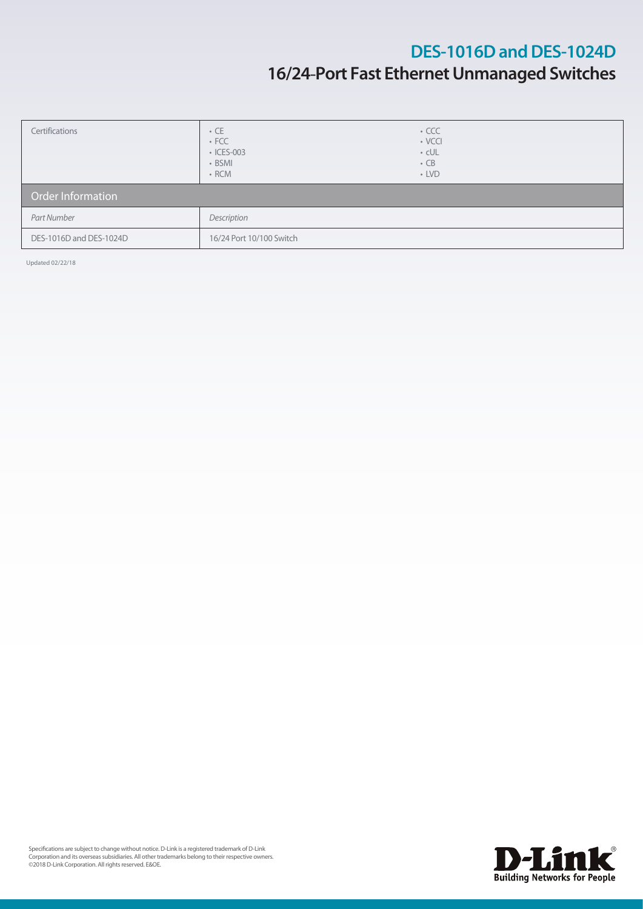# DES-1016D and DES-1024D
## 16/24-Port Fast Ethernet Unmanaged Switches

| | | |
|---|---|---|
| Certifications | • CE<br>• FCC<br>• ICES-003<br>• BSMI<br>• RCM | • CCC<br>• VCCI<br>• cUL<br>• CB<br>• LVD |

## Order Information

| *Part Number* | *Description* |
|---|---|
| DES-1016D and DES-1024D | 16/24 Port 10/100 Switch |

Updated 02/22/18

Specifications are subject to change without notice. D-Link is a registered trademark of D-Link Corporation and its overseas subsidiaries. All other trademarks belong to their respective owners. ©2018 D-Link Corporation. All rights reserved. E&OE.

D-Link® Building Networks for People